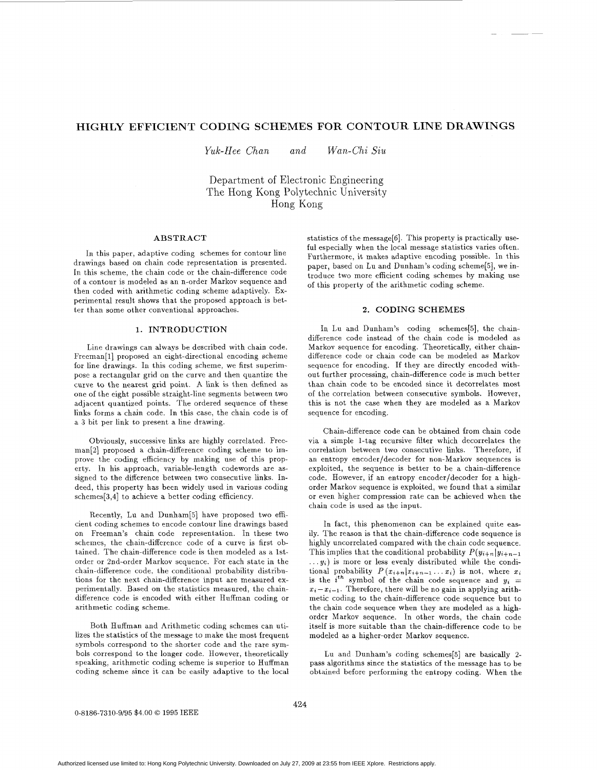# HIGHLY EFFICIENT CODING SCHEMES FOR CONTOUR LINE DRAWINGS

*Yuk-Hee Chan* and *Wan-Chi Siu*

Department of Electronic Engineering
The Hong Kong Polytechnic University
Hong Kong

## ABSTRACT

In this paper, adaptive coding schemes for contour line drawings based on chain code representation is presented. In this scheme, the chain code or the chain-difference code of a contour is modeled as an n-order Markov sequence and then coded with arithmetic coding scheme adaptively. Experimental result shows that the proposed approach is better than some other conventional approaches.

## 1. INTRODUCTION

Line drawings can always be described with chain code. Freeman[1] proposed an eight-directional encoding scheme for line drawings. In this coding scheme, we first superimpose a rectangular grid on the curve and then quantize the curve to the nearest grid point. A link is then defined as one of the eight possible straight-line segments between two adjacent quantized points. The ordered sequence of these links forms a chain code. In this case, the chain code is of a 3 bit per link to present a line drawing.

Obviously, successive links are highly correlated. Freeman[2] proposed a chain-difference coding scheme to improve the coding efficiency by making use of this property. In his approach, variable-length codewords are assigned to the difference between two consecutive links. Indeed, this property has been widely used in various coding schemes[3,4] to achieve a better coding efficiency.

Recently, Lu and Dunham[5] have proposed two efficient coding schemes to encode contour line drawings based on Freeman's chain code representation. In these two schemes, the chain-difference code of a curve is first obtained. The chain-difference code is then modeled as a 1st-order or 2nd-order Markov sequence. For each state in the chain-difference code, the conditional probability distributions for the next chain-difference input are measured experimentally. Based on the statistics measured, the chain-difference code is encoded with either Huffman coding or arithmetic coding scheme.

Both Huffman and Arithmetic coding schemes can utilizes the statistics of the message to make the most frequent symbols correspond to the shorter code and the rare symbols correspond to the longer code. However, theoretically speaking, arithmetic coding scheme is superior to Huffman coding scheme since it can be easily adaptive to the local statistics of the message[6]. This property is practically useful especially when the local message statistics varies often. Furthermore, it makes adaptive encoding possible. In this paper, based on Lu and Dunham's coding scheme[5], we introduce two more efficient coding schemes by making use of this property of the arithmetic coding scheme.

## 2. CODING SCHEMES

In Lu and Dunham's coding schemes[5], the chain-difference code instead of the chain code is modeled as Markov sequence for encoding. Theoretically, either chain-difference code or chain code can be modeled as Markov sequence for encoding. If they are directly encoded without further processing, chain-difference code is much better than chain code to be encoded since it decorrelates most of the correlation between consecutive symbols. However, this is not the case when they are modeled as a Markov sequence for encoding.

Chain-difference code can be obtained from chain code via a simple 1-tag recursive filter which decorrelates the correlation between two consecutive links. Therefore, if an entropy encoder/decoder for non-Markov sequences is exploited, the sequence is better to be a chain-difference code. However, if an entropy encoder/decoder for a high-order Markov sequence is exploited, we found that a similar or even higher compression rate can be achieved when the chain code is used as the input.

In fact, this phenomenon can be explained quite easily. The reason is that the chain-difference code sequence is highly uncorrelated compared with the chain code sequence. This implies that the conditional probability $P(y_{i+n}|y_{i+n-1} \dots y_i)$ is more or less evenly distributed while the conditional probability $P(x_{i+n}|x_{i+n-1} \dots x_i)$ is not, where $x_i$ is the $i^{th}$ symbol of the chain code sequence and $y_i = x_i - x_{i-1}$. Therefore, there will be no gain in applying arithmetic coding to the chain-difference code sequence but to the chain code sequence when they are modeled as a high-order Markov sequence. In other words, the chain code itself is more suitable than the chain-difference code to be modeled as a higher-order Markov sequence.

Lu and Dunham's coding schemes[5] are basically 2-pass algorithms since the statistics of the message has to be obtained before performing the entropy coding. When the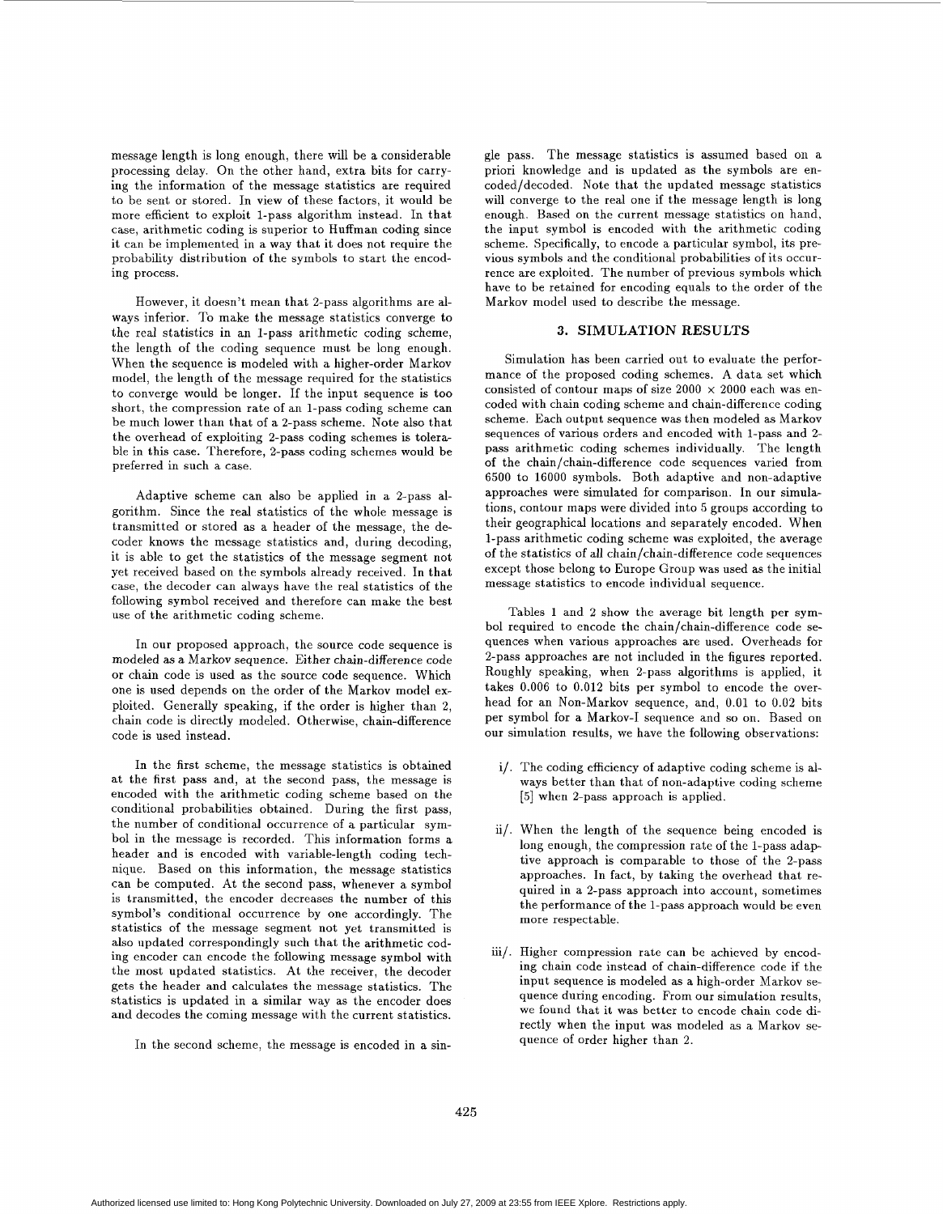message length is long enough, there will be a considerable processing delay. On the other hand, extra bits for carrying the information of the message statistics are required to be sent or stored. In view of these factors, it would be more efficient to exploit 1-pass algorithm instead. In that case, arithmetic coding is superior to Huffman coding since it can be implemented in a way that it does not require the probability distribution of the symbols to start the encoding process.

However, it doesn't mean that 2-pass algorithms are always inferior. To make the message statistics converge to the real statistics in an 1-pass arithmetic coding scheme, the length of the coding sequence must be long enough. When the sequence is modeled with a higher-order Markov model, the length of the message required for the statistics to converge would be longer. If the input sequence is too short, the compression rate of an 1-pass coding scheme can be much lower than that of a 2-pass scheme. Note also that the overhead of exploiting 2-pass coding schemes is tolerable in this case. Therefore, 2-pass coding schemes would be preferred in such a case.

Adaptive scheme can also be applied in a 2-pass algorithm. Since the real statistics of the whole message is transmitted or stored as a header of the message, the decoder knows the message statistics and, during decoding, it is able to get the statistics of the message segment not yet received based on the symbols already received. In that case, the decoder can always have the real statistics of the following symbol received and therefore can make the best use of the arithmetic coding scheme.

In our proposed approach, the source code sequence is modeled as a Markov sequence. Either chain-difference code or chain code is used as the source code sequence. Which one is used depends on the order of the Markov model exploited. Generally speaking, if the order is higher than 2, chain code is directly modeled. Otherwise, chain-difference code is used instead.

In the first scheme, the message statistics is obtained at the first pass and, at the second pass, the message is encoded with the arithmetic coding scheme based on the conditional probabilities obtained. During the first pass, the number of conditional occurrence of a particular symbol in the message is recorded. This information forms a header and is encoded with variable-length coding technique. Based on this information, the message statistics can be computed. At the second pass, whenever a symbol is transmitted, the encoder decreases the number of this symbol's conditional occurrence by one accordingly. The statistics of the message segment not yet transmitted is also updated correspondingly such that the arithmetic coding encoder can encode the following message symbol with the most updated statistics. At the receiver, the decoder gets the header and calculates the message statistics. The statistics is updated in a similar way as the encoder does and decodes the coming message with the current statistics.

In the second scheme, the message is encoded in a single pass. The message statistics is assumed based on a priori knowledge and is updated as the symbols are encoded/decoded. Note that the updated message statistics will converge to the real one if the message length is long enough. Based on the current message statistics on hand, the input symbol is encoded with the arithmetic coding scheme. Specifically, to encode a particular symbol, its previous symbols and the conditional probabilities of its occurrence are exploited. The number of previous symbols which have to be retained for encoding equals to the order of the Markov model used to describe the message.

## 3. SIMULATION RESULTS

Simulation has been carried out to evaluate the performance of the proposed coding schemes. A data set which consisted of contour maps of size $2000 \times 2000$ each was encoded with chain coding scheme and chain-difference coding scheme. Each output sequence was then modeled as Markov sequences of various orders and encoded with 1-pass and 2-pass arithmetic coding schemes individually. The length of the chain/chain-difference code sequences varied from 6500 to 16000 symbols. Both adaptive and non-adaptive approaches were simulated for comparison. In our simulations, contour maps were divided into 5 groups according to their geographical locations and separately encoded. When 1-pass arithmetic coding scheme was exploited, the average of the statistics of all chain/chain-difference code sequences except those belong to Europe Group was used as the initial message statistics to encode individual sequence.

Tables 1 and 2 show the average bit length per symbol required to encode the chain/chain-difference code sequences when various approaches are used. Overheads for 2-pass approaches are not included in the figures reported. Roughly speaking, when 2-pass algorithms is applied, it takes 0.006 to 0.012 bits per symbol to encode the overhead for an Non-Markov sequence, and, 0.01 to 0.02 bits per symbol for a Markov-I sequence and so on. Based on our simulation results, we have the following observations:

i/. The coding efficiency of adaptive coding scheme is always better than that of non-adaptive coding scheme [5] when 2-pass approach is applied.

ii/. When the length of the sequence being encoded is long enough, the compression rate of the 1-pass adaptive approach is comparable to those of the 2-pass approaches. In fact, by taking the overhead that required in a 2-pass approach into account, sometimes the performance of the 1-pass approach would be even more respectable.

iii/. Higher compression rate can be achieved by encoding chain code instead of chain-difference code if the input sequence is modeled as a high-order Markov sequence during encoding. From our simulation results, we found that it was better to encode chain code directly when the input was modeled as a Markov sequence of order higher than 2.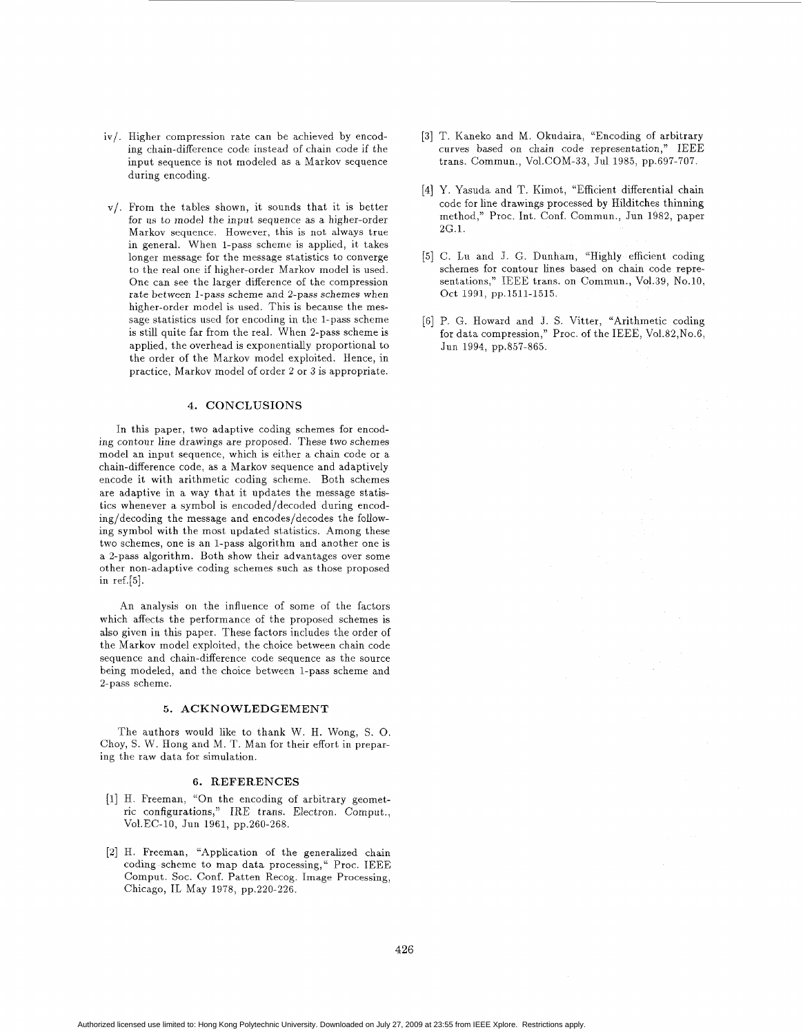iv/. Higher compression rate can be achieved by encoding chain-difference code instead of chain code if the input sequence is not modeled as a Markov sequence during encoding.

v/. From the tables shown, it sounds that it is better for us to model the input sequence as a higher-order Markov sequence. However, this is not always true in general. When 1-pass scheme is applied, it takes longer message for the message statistics to converge to the real one if higher-order Markov model is used. One can see the larger difference of the compression rate between 1-pass scheme and 2-pass schemes when higher-order model is used. This is because the message statistics used for encoding in the 1-pass scheme is still quite far from the real. When 2-pass scheme is applied, the overhead is exponentially proportional to the order of the Markov model exploited. Hence, in practice, Markov model of order 2 or 3 is appropriate.

## 4. CONCLUSIONS

In this paper, two adaptive coding schemes for encoding contour line drawings are proposed. These two schemes model an input sequence, which is either a chain code or a chain-difference code, as a Markov sequence and adaptively encode it with arithmetic coding scheme. Both schemes are adaptive in a way that it updates the message statistics whenever a symbol is encoded/decoded during encoding/decoding the message and encodes/decodes the following symbol with the most updated statistics. Among these two schemes, one is an 1-pass algorithm and another one is a 2-pass algorithm. Both show their advantages over some other non-adaptive coding schemes such as those proposed in ref.[5].

An analysis on the influence of some of the factors which affects the performance of the proposed schemes is also given in this paper. These factors includes the order of the Markov model exploited, the choice between chain code sequence and chain-difference code sequence as the source being modeled, and the choice between 1-pass scheme and 2-pass scheme.

## 5. ACKNOWLEDGEMENT

The authors would like to thank W. H. Wong, S. O. Choy, S. W. Hong and M. T. Man for their effort in preparing the raw data for simulation.

## 6. REFERENCES

[1] H. Freeman, "On the encoding of arbitrary geometric configurations," IRE trans. Electron. Comput., Vol.EC-10, Jun 1961, pp.260-268.

[2] H. Freeman, "Application of the generalized chain coding scheme to map data processing," Proc. IEEE Comput. Soc. Conf. Patten Recog. Image Processing, Chicago, IL May 1978, pp.220-226.

[3] T. Kaneko and M. Okudaira, "Encoding of arbitrary curves based on chain code representation," IEEE trans. Commun., Vol.COM-33, Jul 1985, pp.697-707.

[4] Y. Yasuda and T. Kimot, "Efficient differential chain code for line drawings processed by Hilditches thinning method," Proc. Int. Conf. Commun., Jun 1982, paper 2G.1.

[5] C. Lu and J. G. Dunham, "Highly efficient coding schemes for contour lines based on chain code representations," IEEE trans. on Commun., Vol.39, No.10, Oct 1991, pp.1511-1515.

[6] P. G. Howard and J. S. Vitter, "Arithmetic coding for data compression," Proc. of the IEEE, Vol.82,No.6, Jun 1994, pp.857-865.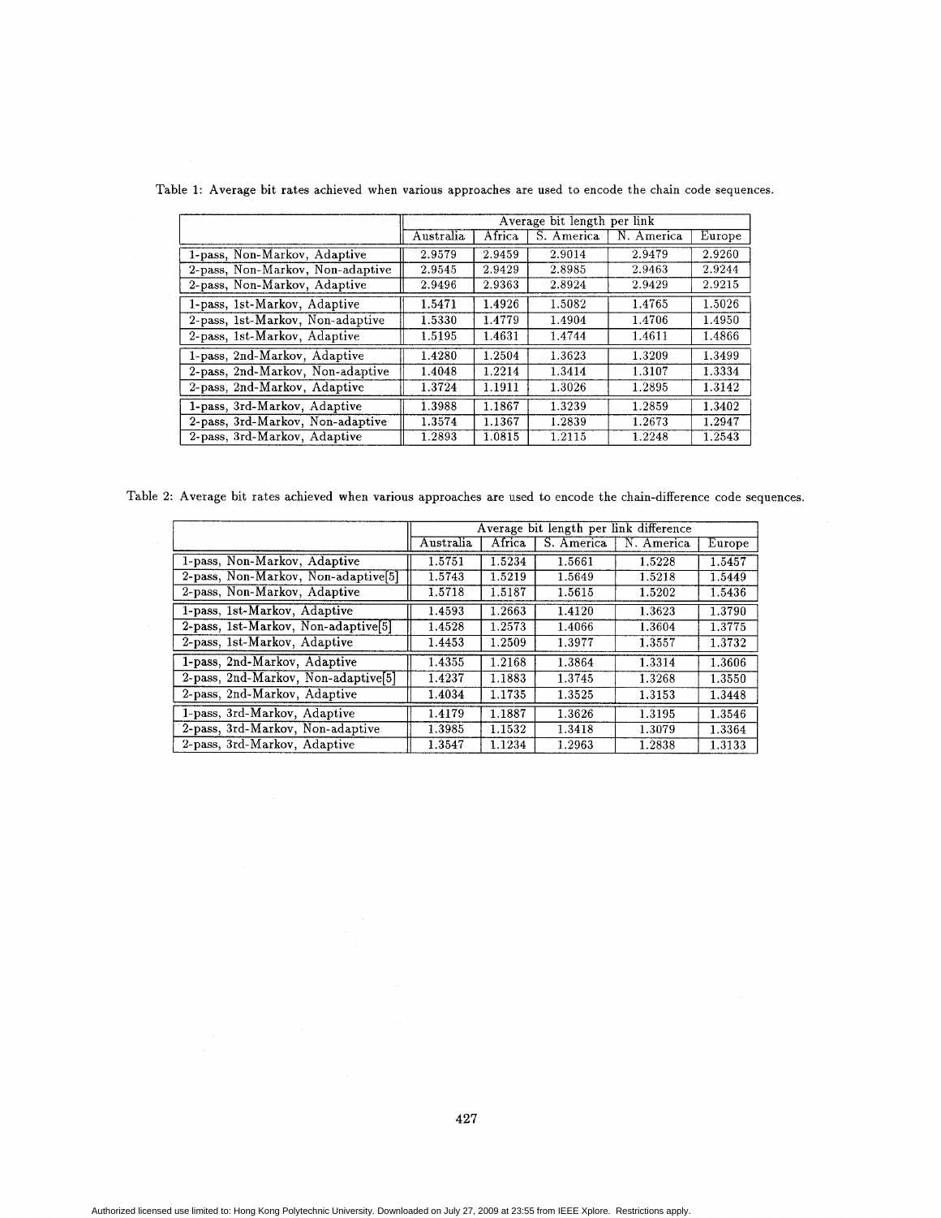Table 1: Average bit rates achieved when various approaches are used to encode the chain code sequences.

| | Average bit length per link | | | | |
|---|---|---|---|---|---|
| | Australia | Africa | S. America | N. America | Europe |
| 1-pass, Non-Markov, Adaptive | 2.9579 | 2.9459 | 2.9014 | 2.9479 | 2.9260 |
| 2-pass, Non-Markov, Non-adaptive | 2.9545 | 2.9429 | 2.8985 | 2.9463 | 2.9244 |
| 2-pass, Non-Markov, Adaptive | 2.9496 | 2.9363 | 2.8924 | 2.9429 | 2.9215 |
| 1-pass, 1st-Markov, Adaptive | 1.5471 | 1.4926 | 1.5082 | 1.4765 | 1.5026 |
| 2-pass, 1st-Markov, Non-adaptive | 1.5330 | 1.4779 | 1.4904 | 1.4706 | 1.4950 |
| 2-pass, 1st-Markov, Adaptive | 1.5195 | 1.4631 | 1.4744 | 1.4611 | 1.4866 |
| 1-pass, 2nd-Markov, Adaptive | 1.4280 | 1.2504 | 1.3623 | 1.3209 | 1.3499 |
| 2-pass, 2nd-Markov, Non-adaptive | 1.4048 | 1.2214 | 1.3414 | 1.3107 | 1.3334 |
| 2-pass, 2nd-Markov, Adaptive | 1.3724 | 1.1911 | 1.3026 | 1.2895 | 1.3142 |
| 1-pass, 3rd-Markov, Adaptive | 1.3988 | 1.1867 | 1.3239 | 1.2859 | 1.3402 |
| 2-pass, 3rd-Markov, Non-adaptive | 1.3574 | 1.1367 | 1.2839 | 1.2673 | 1.2947 |
| 2-pass, 3rd-Markov, Adaptive | 1.2893 | 1.0815 | 1.2115 | 1.2248 | 1.2543 |

Table 2: Average bit rates achieved when various approaches are used to encode the chain-difference code sequences.

| | Average bit length per link difference | | | | |
|---|---|---|---|---|---|
| | Australia | Africa | S. America | N. America | Europe |
| 1-pass, Non-Markov, Adaptive | 1.5751 | 1.5234 | 1.5661 | 1.5228 | 1.5457 |
| 2-pass, Non-Markov, Non-adaptive[5] | 1.5743 | 1.5219 | 1.5649 | 1.5218 | 1.5449 |
| 2-pass, Non-Markov, Adaptive | 1.5718 | 1.5187 | 1.5615 | 1.5202 | 1.5436 |
| 1-pass, 1st-Markov, Adaptive | 1.4593 | 1.2663 | 1.4120 | 1.3623 | 1.3790 |
| 2-pass, 1st-Markov, Non-adaptive[5] | 1.4528 | 1.2573 | 1.4066 | 1.3604 | 1.3775 |
| 2-pass, 1st-Markov, Adaptive | 1.4453 | 1.2509 | 1.3977 | 1.3557 | 1.3732 |
| 1-pass, 2nd-Markov, Adaptive | 1.4355 | 1.2168 | 1.3864 | 1.3314 | 1.3606 |
| 2-pass, 2nd-Markov, Non-adaptive[5] | 1.4237 | 1.1883 | 1.3745 | 1.3268 | 1.3550 |
| 2-pass, 2nd-Markov, Adaptive | 1.4034 | 1.1735 | 1.3525 | 1.3153 | 1.3448 |
| 1-pass, 3rd-Markov, Adaptive | 1.4179 | 1.1887 | 1.3626 | 1.3195 | 1.3546 |
| 2-pass, 3rd-Markov, Non-adaptive | 1.3985 | 1.1532 | 1.3418 | 1.3079 | 1.3364 |
| 2-pass, 3rd-Markov, Adaptive | 1.3547 | 1.1234 | 1.2963 | 1.2838 | 1.3133 |